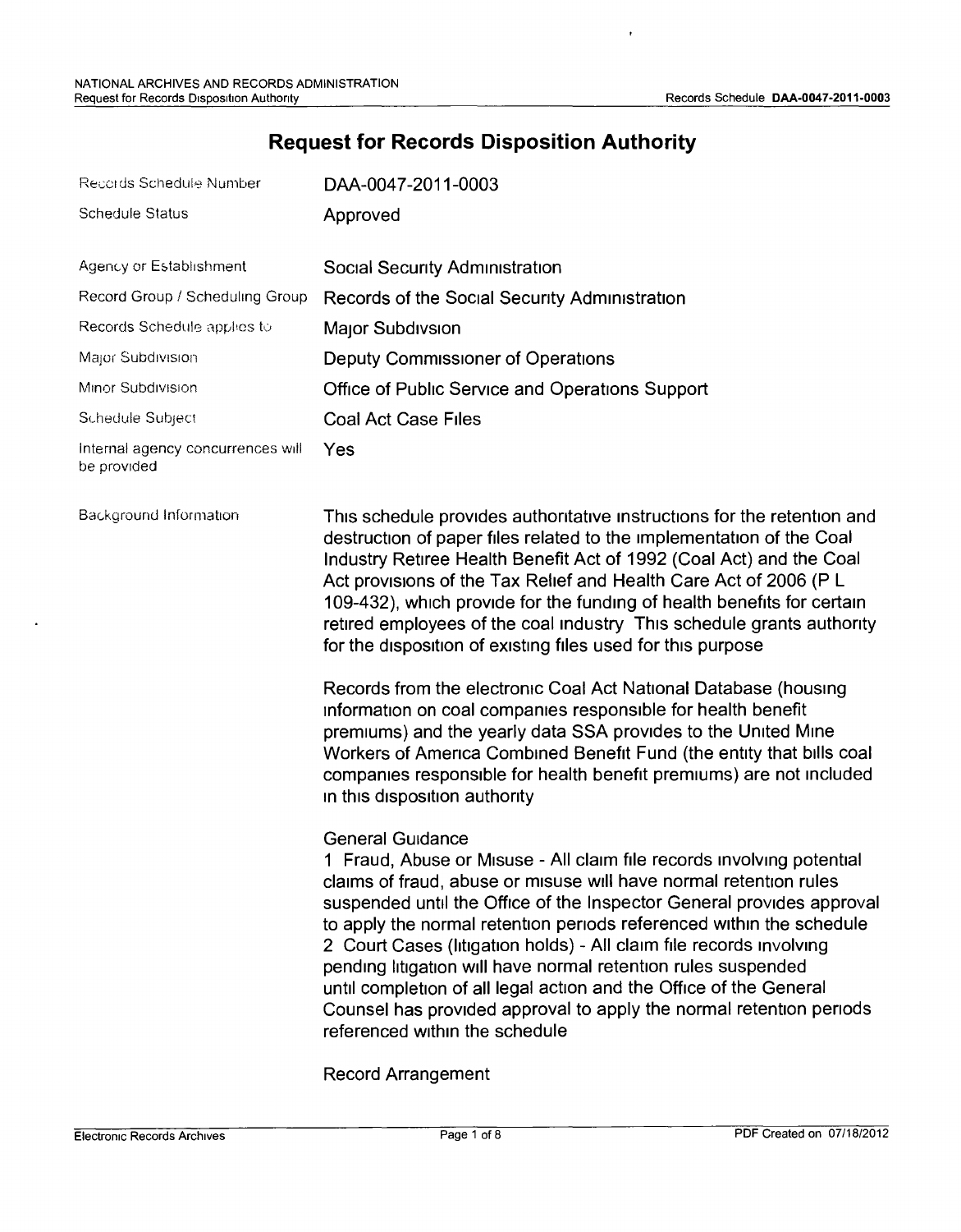# Request for Records Disposition Authority

| | |
|---|---|
| Records Schedule Number | DAA-0047-2011-0003 |
| Schedule Status | Approved |
| Agency or Establishment | Social Security Administration |
| Record Group / Scheduling Group | Records of the Social Security Administration |
| Records Schedule applies to | Major Subdivsion |
| Major Subdivision | Deputy Commissioner of Operations |
| Minor Subdivision | Office of Public Service and Operations Support |
| Schedule Subject | Coal Act Case Files |
| Internal agency concurrences will be provided | Yes |

**Background Information**

This schedule provides authoritative instructions for the retention and destruction of paper files related to the implementation of the Coal Industry Retiree Health Benefit Act of 1992 (Coal Act) and the Coal Act provisions of the Tax Relief and Health Care Act of 2006 (P L 109-432), which provide for the funding of health benefits for certain retired employees of the coal industry This schedule grants authority for the disposition of existing files used for this purpose

Records from the electronic Coal Act National Database (housing information on coal companies responsible for health benefit premiums) and the yearly data SSA provides to the United Mine Workers of America Combined Benefit Fund (the entity that bills coal companies responsible for health benefit premiums) are not included in this disposition authority

General Guidance

1 Fraud, Abuse or Misuse - All claim file records involving potential claims of fraud, abuse or misuse will have normal retention rules suspended until the Office of the Inspector General provides approval to apply the normal retention periods referenced within the schedule

2 Court Cases (litigation holds) - All claim file records involving pending litigation will have normal retention rules suspended until completion of all legal action and the Office of the General Counsel has provided approval to apply the normal retention periods referenced within the schedule

Record Arrangement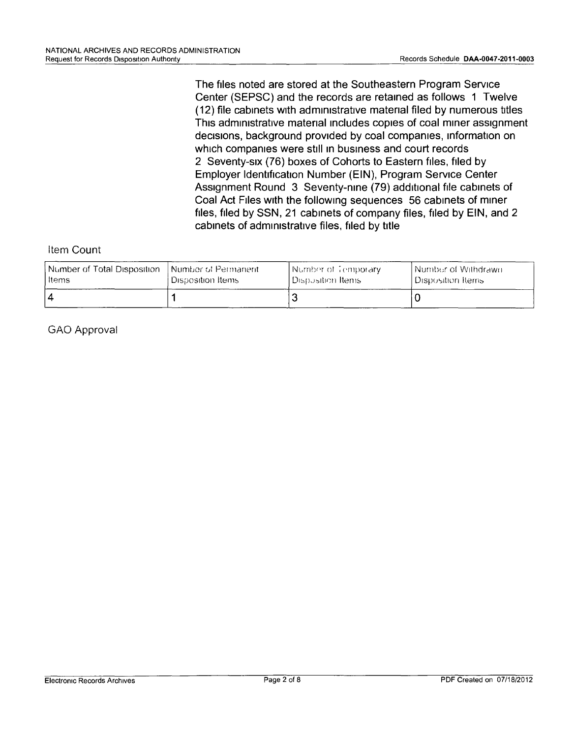The files noted are stored at the Southeastern Program Service Center (SEPSC) and the records are retained as follows 1 Twelve (12) file cabinets with administrative material filed by numerous titles This administrative material includes copies of coal miner assignment decisions, background provided by coal companies, information on which companies were still in business and court records 2 Seventy-six (76) boxes of Cohorts to Eastern files, filed by Employer Identification Number (EIN), Program Service Center Assignment Round 3 Seventy-nine (79) additional file cabinets of Coal Act Files with the following sequences 56 cabinets of miner files, filed by SSN, 21 cabinets of company files, filed by EIN, and 2 cabinets of administrative files, filed by title

Item Count

| Number of Total Disposition Items | Number of Permanent Disposition Items | Number of Temporary Disposition Items | Number of Withdrawn Disposition Items |
|---|---|---|---|
| 4 | 1 | 3 | 0 |

GAO Approval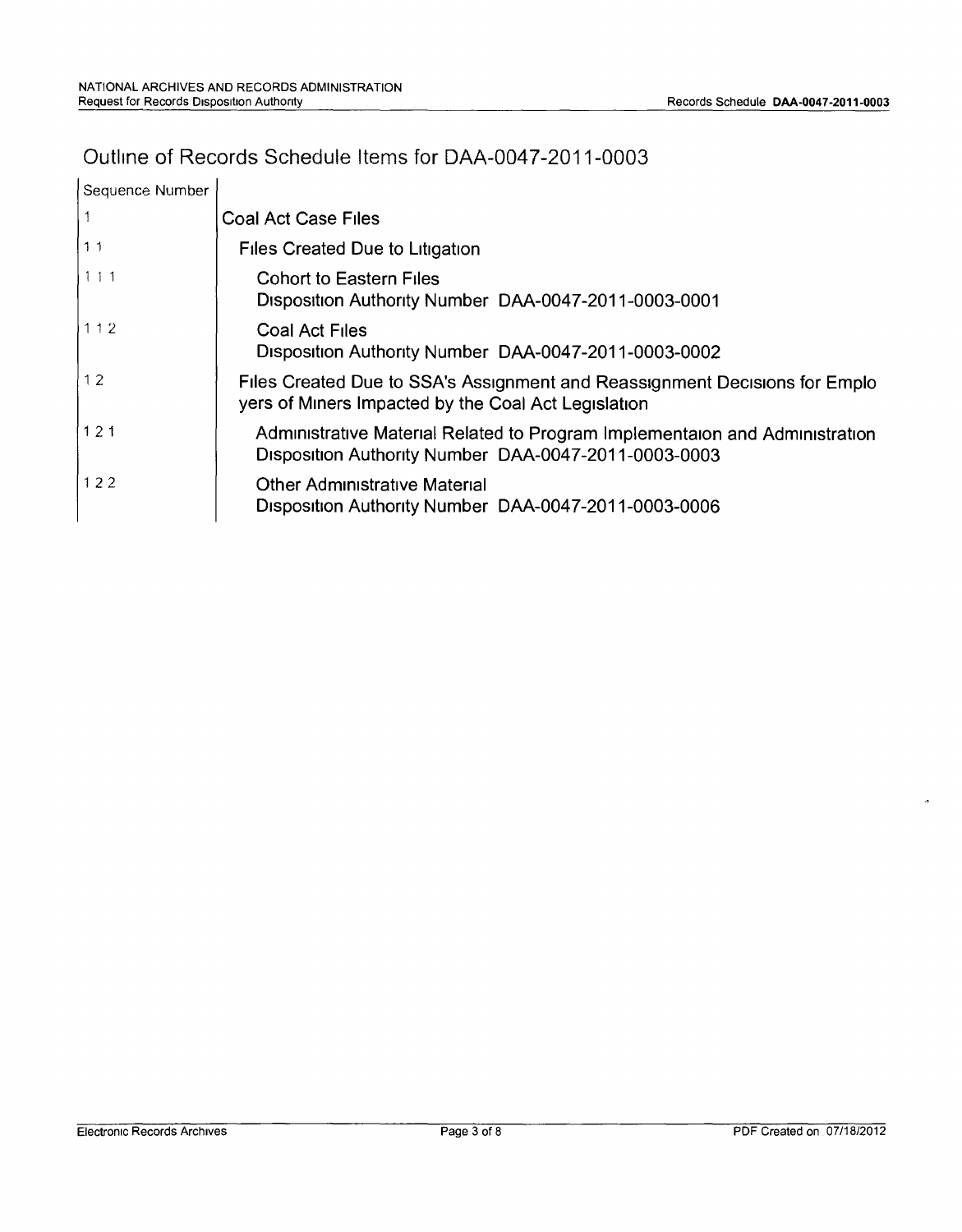## Outline of Records Schedule Items for DAA-0047-2011-0003

| Sequence Number | |
|---|---|
| 1 | Coal Act Case Files |
| 1 1 | Files Created Due to Litigation |
| 1 1 1 | Cohort to Eastern Files<br>Disposition Authority Number DAA-0047-2011-0003-0001 |
| 1 1 2 | Coal Act Files<br>Disposition Authority Number DAA-0047-2011-0003-0002 |
| 1 2 | Files Created Due to SSA's Assignment and Reassignment Decisions for Emplo yers of Miners Impacted by the Coal Act Legislation |
| 1 2 1 | Administrative Material Related to Program Implementaion and Administration<br>Disposition Authority Number DAA-0047-2011-0003-0003 |
| 1 2 2 | Other Administrative Material<br>Disposition Authority Number DAA-0047-2011-0003-0006 |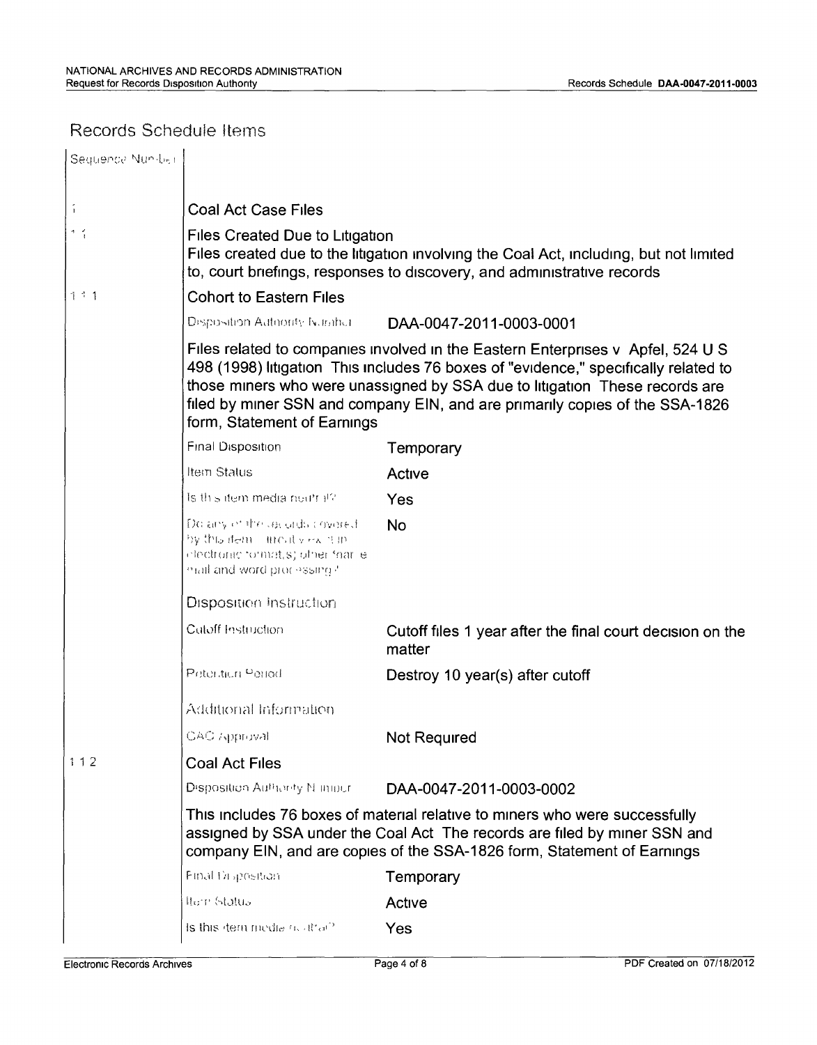## Records Schedule Items

| Sequence Number | | |
|---|---|---|
| 1 | **Coal Act Case Files** | |
| 1 1 | **Files Created Due to Litigation**<br>Files created due to the litigation involving the Coal Act, including, but not limited to, court briefings, responses to discovery, and administrative records | |
| 1 1 1 | **Cohort to Eastern Files** | |
| | Disposition Authority Number | DAA-0047-2011-0003-0001 |
| | Files related to companies involved in the Eastern Enterprises v Apfel, 524 U S 498 (1998) litigation This includes 76 boxes of "evidence," specifically related to those miners who were unassigned by SSA due to litigation These records are filed by miner SSN and company EIN, and are primarily copies of the SSA-1826 form, Statement of Earnings | |
| | Final Disposition | Temporary |
| | Item Status | Active |
| | Is this item media neutral? | Yes |
| | Do any of the records covered by this item currently exist in electronic format(s) other than e-mail and word processing? | No |
| | **Disposition Instruction** | |
| | Cutoff Instruction | Cutoff files 1 year after the final court decision on the matter |
| | Retention Period | Destroy 10 year(s) after cutoff |
| | **Additional Information** | |
| | GAO Approval | Not Required |
| 1 1 2 | **Coal Act Files** | |
| | Disposition Authority Number | DAA-0047-2011-0003-0002 |
| | This includes 76 boxes of material relative to miners who were successfully assigned by SSA under the Coal Act The records are filed by miner SSN and company EIN, and are copies of the SSA-1826 form, Statement of Earnings | |
| | Final Disposition | Temporary |
| | Item Status | Active |
| | Is this item media neutral? | Yes |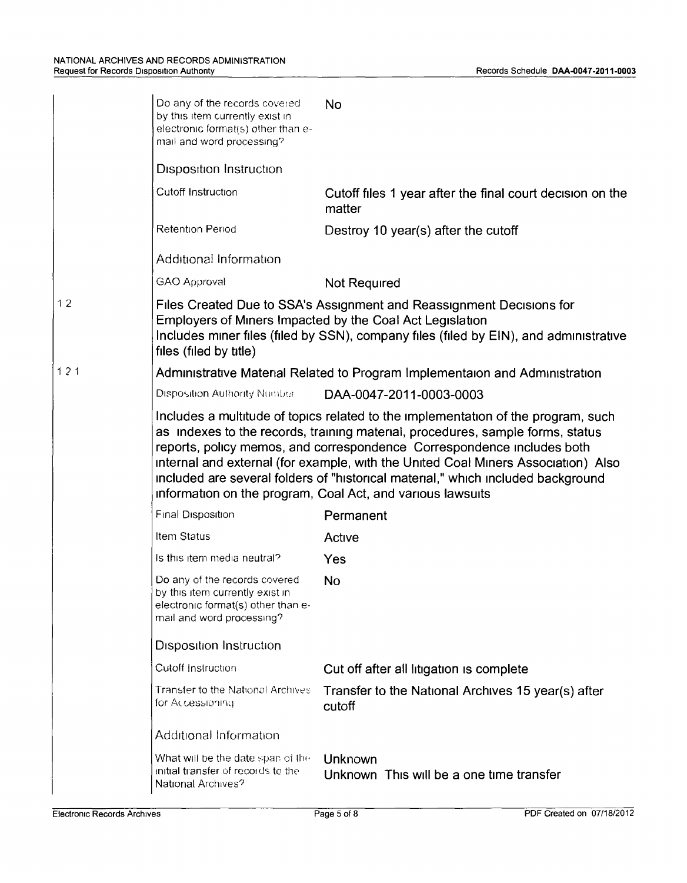| | | |
|---|---|---|
| | Do any of the records covered by this item currently exist in electronic format(s) other than e-mail and word processing? | No |
| | **Disposition Instruction** | |
| | Cutoff Instruction | Cutoff files 1 year after the final court decision on the matter |
| | Retention Period | Destroy 10 year(s) after the cutoff |
| | **Additional Information** | |
| | GAO Approval | Not Required |
| 1 2 | **Files Created Due to SSA's Assignment and Reassignment Decisions for Employers of Miners Impacted by the Coal Act Legislation** Includes miner files (filed by SSN), company files (filed by EIN), and administrative files (filed by title) | |
| 1 2 1 | **Administrative Material Related to Program Implementaion and Administration** | |
| | Disposition Authority Number | DAA-0047-2011-0003-0003 |
| | Includes a multitude of topics related to the implementation of the program, such as indexes to the records, training material, procedures, sample forms, status reports, policy memos, and correspondence Correspondence includes both internal and external (for example, with the United Coal Miners Association) Also included are several folders of "historical material," which included background information on the program, Coal Act, and various lawsuits | |
| | Final Disposition | Permanent |
| | Item Status | Active |
| | Is this item media neutral? | Yes |
| | Do any of the records covered by this item currently exist in electronic format(s) other than e-mail and word processing? | No |
| | **Disposition Instruction** | |
| | Cutoff Instruction | Cut off after all litigation is complete |
| | Transfer to the National Archives for Accessioning | Transfer to the National Archives 15 year(s) after cutoff |
| | **Additional Information** | |
| | What will be the date span of the initial transfer of records to the National Archives? | Unknown<br>Unknown This will be a one time transfer |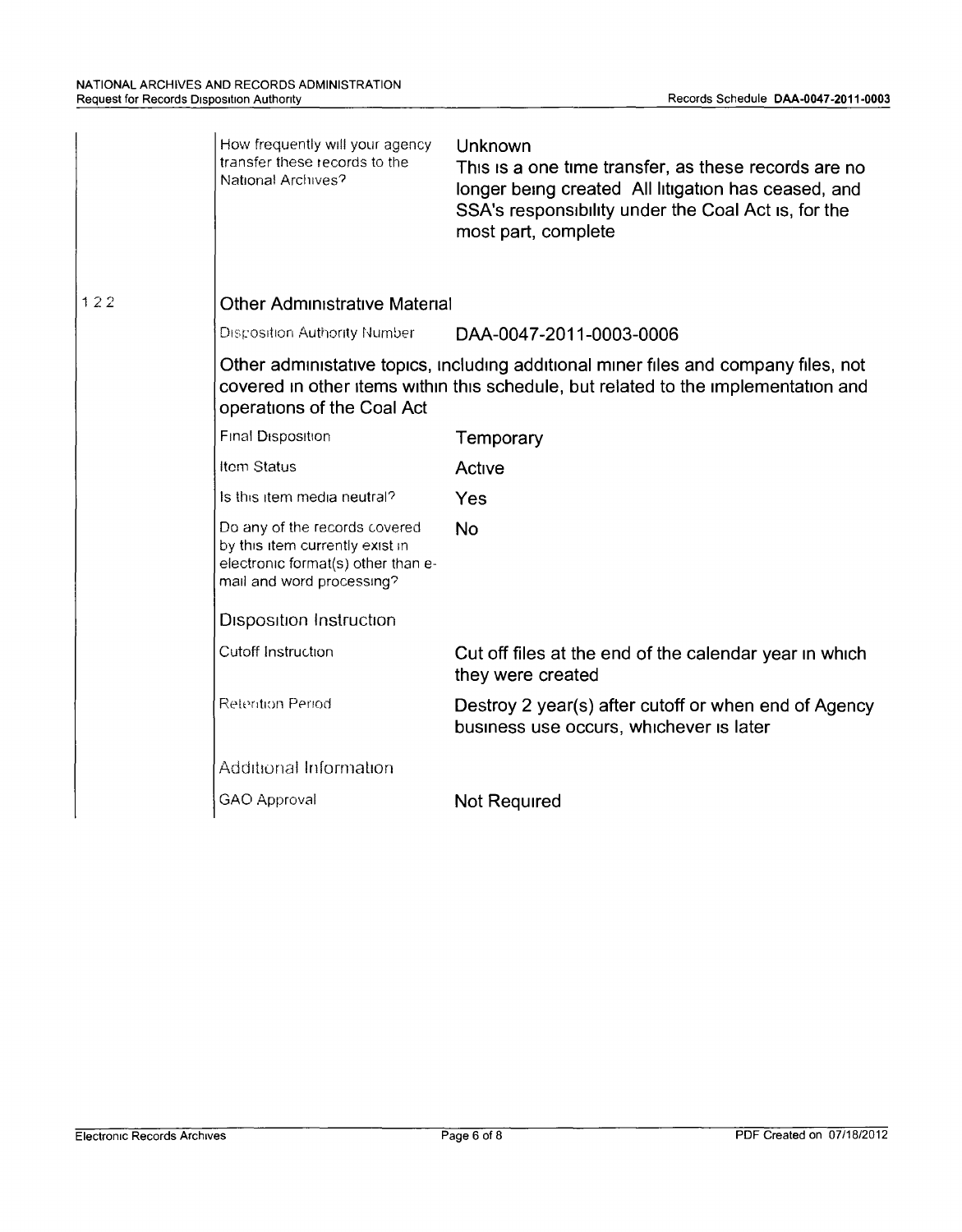| | |
|---|---|
| How frequently will your agency transfer these records to the National Archives? | Unknown<br>This is a one time transfer, as these records are no longer being created All litigation has ceased, and SSA's responsibility under the Coal Act is, for the most part, complete |

## 1 2 2 Other Administrative Material

| | |
|---|---|
| Disposition Authority Number | DAA-0047-2011-0003-0006 |

Other administrative topics, including additional miner files and company files, not covered in other items within this schedule, but related to the implementation and operations of the Coal Act

| | |
|---|---|
| Final Disposition | Temporary |
| Item Status | Active |
| Is this item media neutral? | Yes |
| Do any of the records covered by this item currently exist in electronic format(s) other than e-mail and word processing? | No |

### Disposition Instruction

| | |
|---|---|
| Cutoff Instruction | Cut off files at the end of the calendar year in which they were created |
| Retention Period | Destroy 2 year(s) after cutoff or when end of Agency business use occurs, whichever is later |

### Additional Information

| | |
|---|---|
| GAO Approval | Not Required |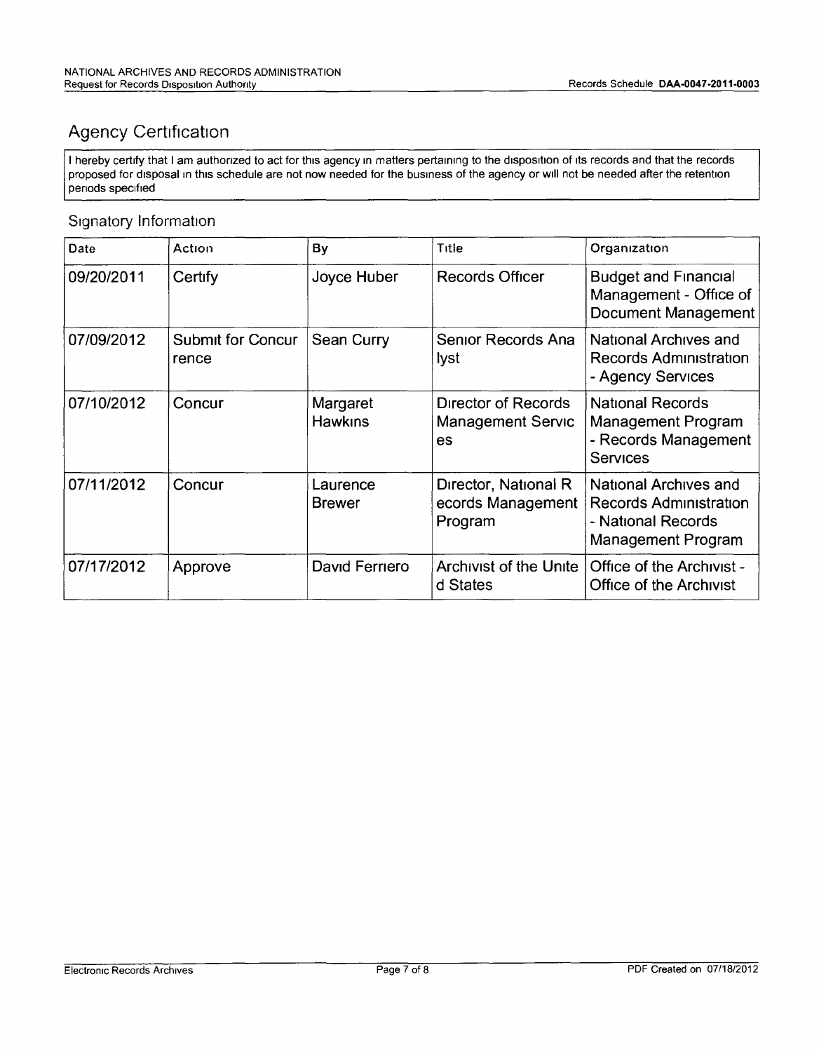## Agency Certification

I hereby certify that I am authorized to act for this agency in matters pertaining to the disposition of its records and that the records proposed for disposal in this schedule are not now needed for the business of the agency or will not be needed after the retention periods specified

### Signatory Information

| Date | Action | By | Title | Organization |
|---|---|---|---|---|
| 09/20/2011 | Certify | Joyce Huber | Records Officer | Budget and Financial Management - Office of Document Management |
| 07/09/2012 | Submit for Concurrence | Sean Curry | Senior Records Analyst | National Archives and Records Administration - Agency Services |
| 07/10/2012 | Concur | Margaret Hawkins | Director of Records Management Services | National Records Management Program - Records Management Services |
| 07/11/2012 | Concur | Laurence Brewer | Director, National Records Management Program | National Archives and Records Administration - National Records Management Program |
| 07/17/2012 | Approve | David Ferriero | Archivist of the United States | Office of the Archivist - Office of the Archivist |